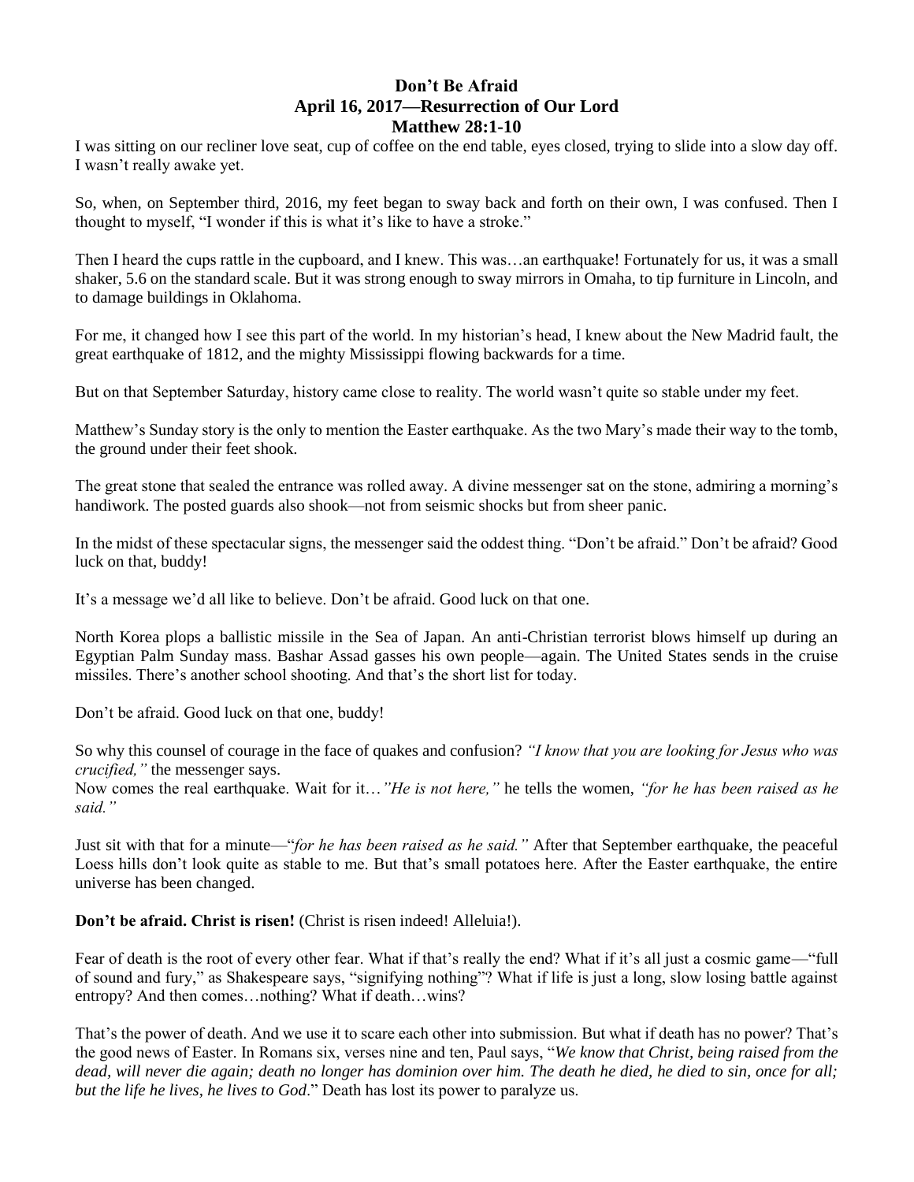# Don't Be Afraid
## April 16, 2017—Resurrection of Our Lord
## Matthew 28:1-10

I was sitting on our recliner love seat, cup of coffee on the end table, eyes closed, trying to slide into a slow day off. I wasn't really awake yet.

So, when, on September third, 2016, my feet began to sway back and forth on their own, I was confused. Then I thought to myself, "I wonder if this is what it's like to have a stroke."

Then I heard the cups rattle in the cupboard, and I knew. This was…an earthquake! Fortunately for us, it was a small shaker, 5.6 on the standard scale. But it was strong enough to sway mirrors in Omaha, to tip furniture in Lincoln, and to damage buildings in Oklahoma.

For me, it changed how I see this part of the world. In my historian's head, I knew about the New Madrid fault, the great earthquake of 1812, and the mighty Mississippi flowing backwards for a time.

But on that September Saturday, history came close to reality. The world wasn't quite so stable under my feet.

Matthew's Sunday story is the only to mention the Easter earthquake. As the two Mary's made their way to the tomb, the ground under their feet shook.

The great stone that sealed the entrance was rolled away. A divine messenger sat on the stone, admiring a morning's handiwork. The posted guards also shook—not from seismic shocks but from sheer panic.

In the midst of these spectacular signs, the messenger said the oddest thing. "Don't be afraid." Don't be afraid? Good luck on that, buddy!

It's a message we'd all like to believe. Don't be afraid. Good luck on that one.

North Korea plops a ballistic missile in the Sea of Japan. An anti-Christian terrorist blows himself up during an Egyptian Palm Sunday mass. Bashar Assad gasses his own people—again. The United States sends in the cruise missiles. There's another school shooting. And that's the short list for today.

Don't be afraid. Good luck on that one, buddy!

So why this counsel of courage in the face of quakes and confusion? *"I know that you are looking for Jesus who was crucified,"* the messenger says.
Now comes the real earthquake. Wait for it…*"He is not here,"* he tells the women, *"for he has been raised as he said."*

Just sit with that for a minute—"*for he has been raised as he said."* After that September earthquake, the peaceful Loess hills don't look quite as stable to me. But that's small potatoes here. After the Easter earthquake, the entire universe has been changed.

**Don't be afraid. Christ is risen!** (Christ is risen indeed! Alleluia!).

Fear of death is the root of every other fear. What if that's really the end? What if it's all just a cosmic game—"full of sound and fury," as Shakespeare says, "signifying nothing"? What if life is just a long, slow losing battle against entropy? And then comes…nothing? What if death…wins?

That's the power of death. And we use it to scare each other into submission. But what if death has no power? That's the good news of Easter. In Romans six, verses nine and ten, Paul says, "*We know that Christ, being raised from the dead, will never die again; death no longer has dominion over him. The death he died, he died to sin, once for all; but the life he lives, he lives to God*." Death has lost its power to paralyze us.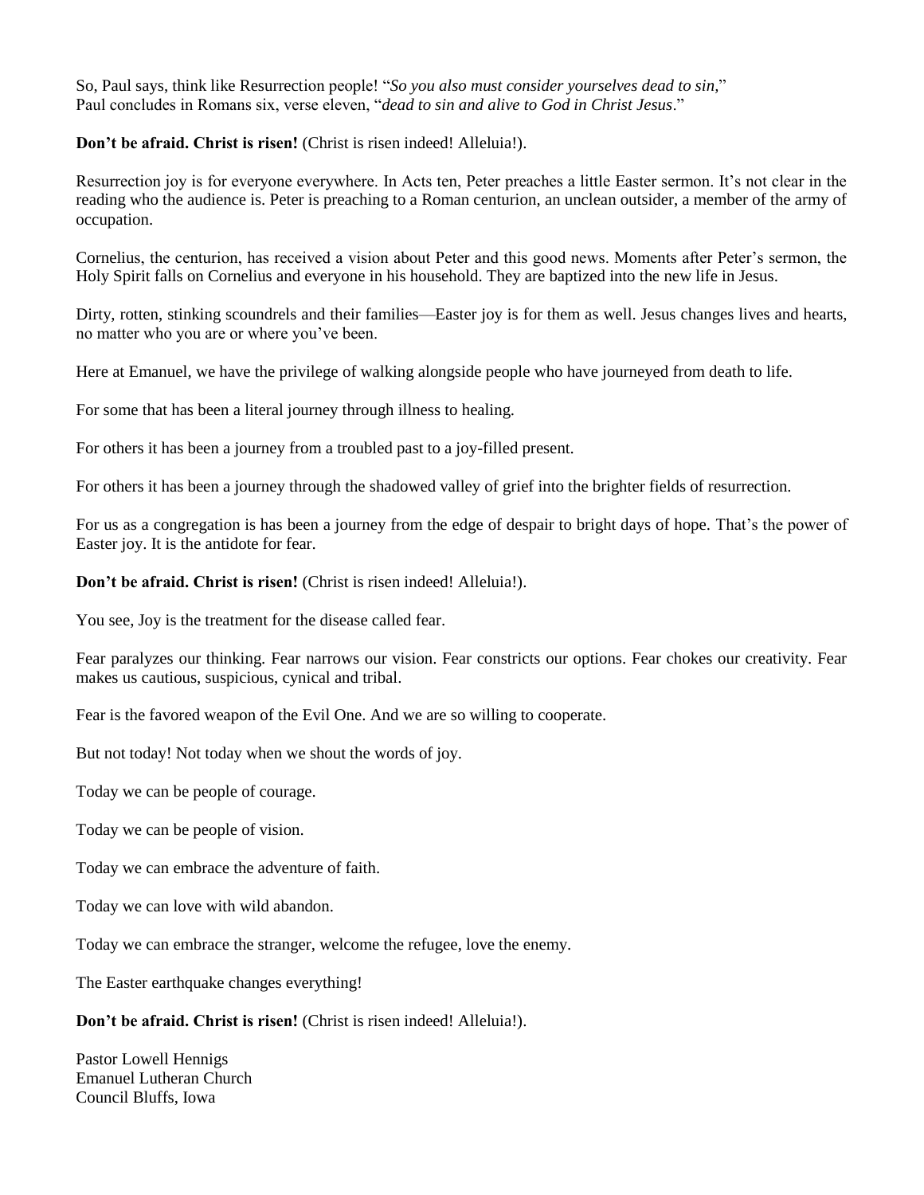So, Paul says, think like Resurrection people! "*So you also must consider yourselves dead to sin,*" Paul concludes in Romans six, verse eleven, "*dead to sin and alive to God in Christ Jesus*."

**Don't be afraid. Christ is risen!** (Christ is risen indeed! Alleluia!).

Resurrection joy is for everyone everywhere. In Acts ten, Peter preaches a little Easter sermon. It's not clear in the reading who the audience is. Peter is preaching to a Roman centurion, an unclean outsider, a member of the army of occupation.

Cornelius, the centurion, has received a vision about Peter and this good news. Moments after Peter's sermon, the Holy Spirit falls on Cornelius and everyone in his household. They are baptized into the new life in Jesus.

Dirty, rotten, stinking scoundrels and their families—Easter joy is for them as well. Jesus changes lives and hearts, no matter who you are or where you've been.

Here at Emanuel, we have the privilege of walking alongside people who have journeyed from death to life.

For some that has been a literal journey through illness to healing.

For others it has been a journey from a troubled past to a joy-filled present.

For others it has been a journey through the shadowed valley of grief into the brighter fields of resurrection.

For us as a congregation is has been a journey from the edge of despair to bright days of hope. That's the power of Easter joy. It is the antidote for fear.

**Don't be afraid. Christ is risen!** (Christ is risen indeed! Alleluia!).

You see, Joy is the treatment for the disease called fear.

Fear paralyzes our thinking. Fear narrows our vision. Fear constricts our options. Fear chokes our creativity. Fear makes us cautious, suspicious, cynical and tribal.

Fear is the favored weapon of the Evil One. And we are so willing to cooperate.

But not today! Not today when we shout the words of joy.

Today we can be people of courage.

Today we can be people of vision.

Today we can embrace the adventure of faith.

Today we can love with wild abandon.

Today we can embrace the stranger, welcome the refugee, love the enemy.

The Easter earthquake changes everything!

**Don't be afraid. Christ is risen!** (Christ is risen indeed! Alleluia!).

Pastor Lowell Hennigs
Emanuel Lutheran Church
Council Bluffs, Iowa